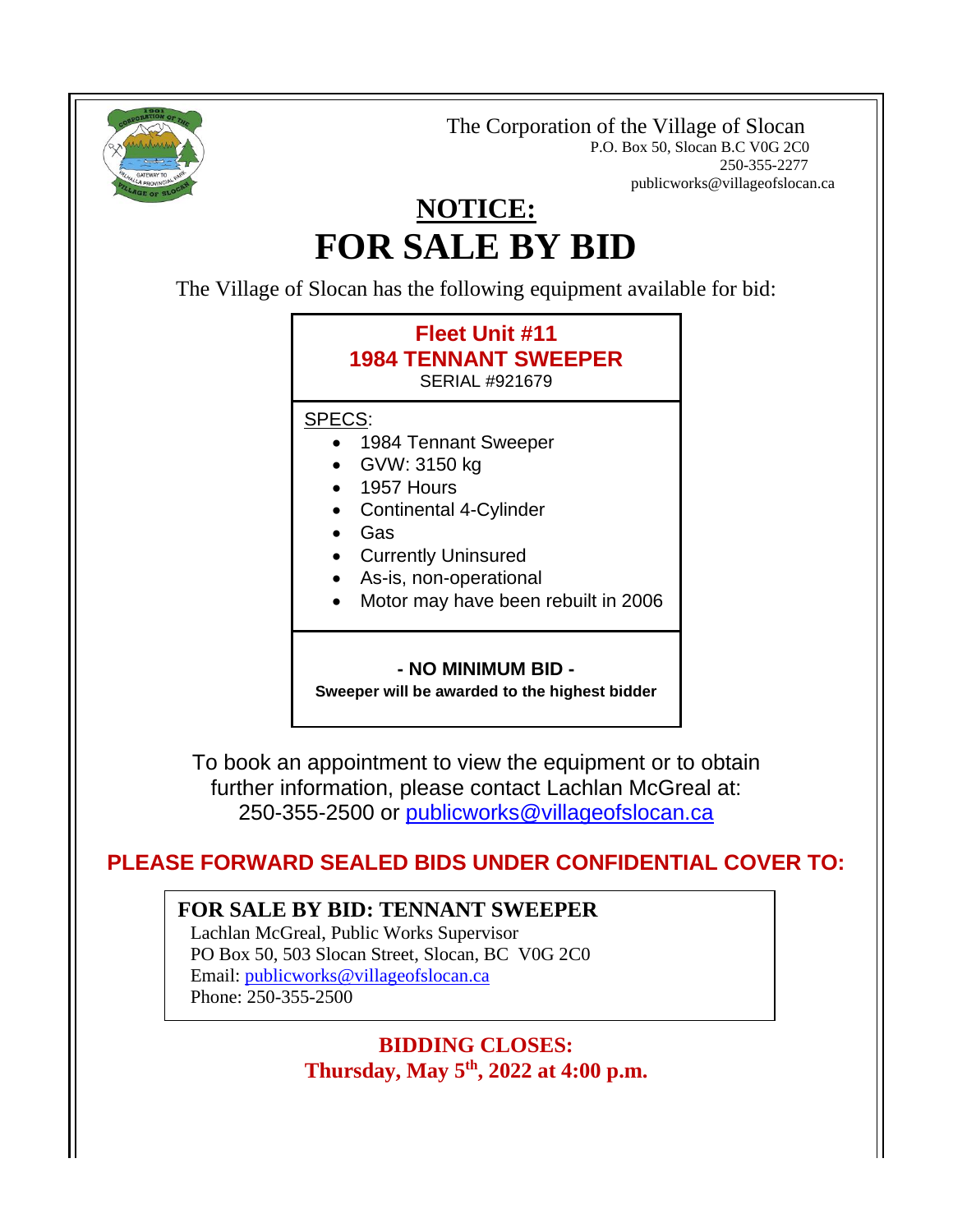The Corporation of the Village of Slocan
P.O. Box 50, Slocan B.C V0G 2C0
250-355-2277
publicworks@villageofslocan.ca

# NOTICE:

# FOR SALE BY BID

The Village of Slocan has the following equipment available for bid:

**Fleet Unit #11**
**1984 TENNANT SWEEPER**
SERIAL #921679

SPECS:

- 1984 Tennant Sweeper
- GVW: 3150 kg
- 1957 Hours
- Continental 4-Cylinder
- Gas
- Currently Uninsured
- As-is, non-operational
- Motor may have been rebuilt in 2006

**- NO MINIMUM BID -**
**Sweeper will be awarded to the highest bidder**

To book an appointment to view the equipment or to obtain further information, please contact Lachlan McGreal at: 250-355-2500 or publicworks@villageofslocan.ca

## PLEASE FORWARD SEALED BIDS UNDER CONFIDENTIAL COVER TO:

**FOR SALE BY BID: TENNANT SWEEPER**
Lachlan McGreal, Public Works Supervisor
PO Box 50, 503 Slocan Street, Slocan, BC V0G 2C0
Email: publicworks@villageofslocan.ca
Phone: 250-355-2500

**BIDDING CLOSES:**
**Thursday, May 5th, 2022 at 4:00 p.m.**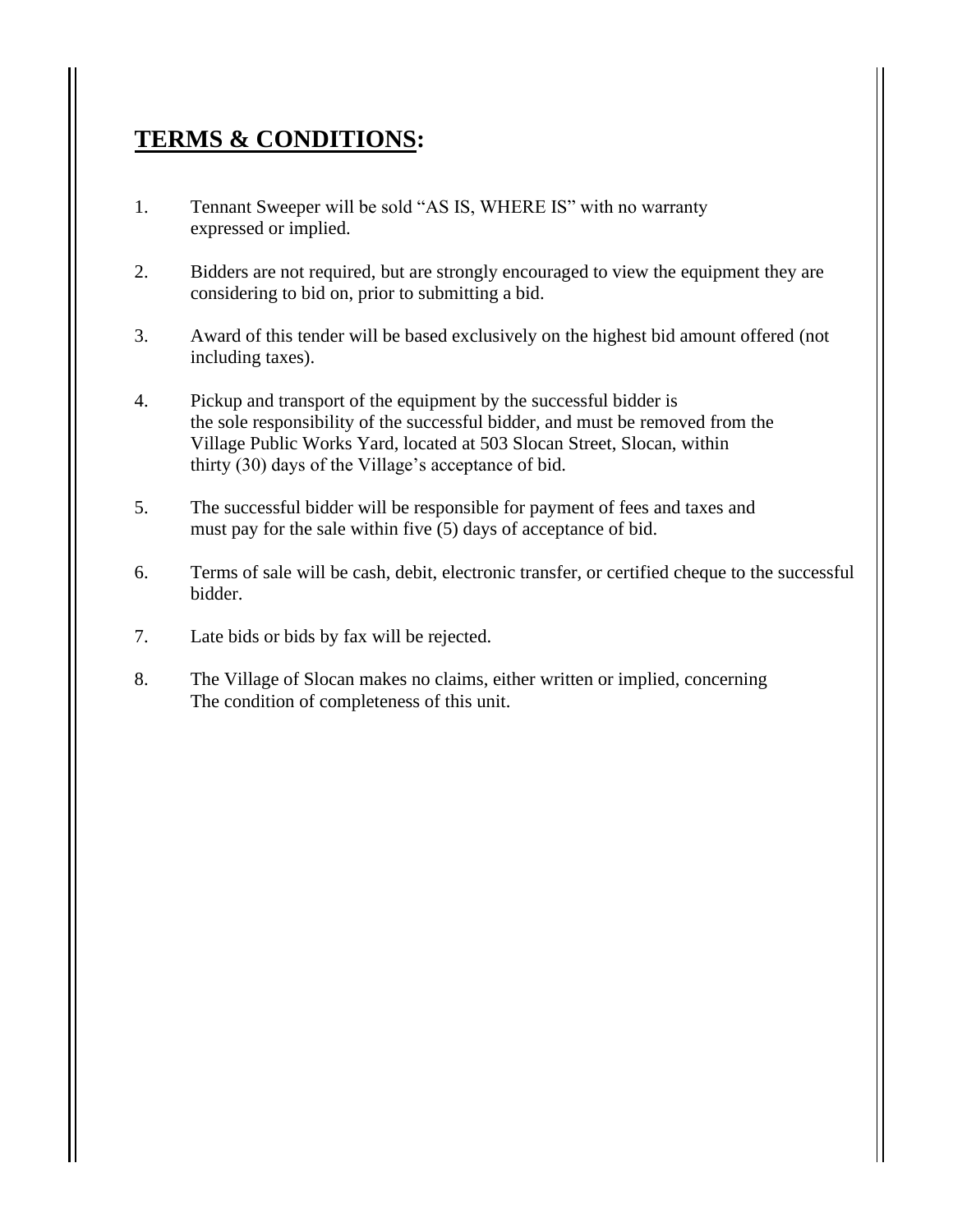## **TERMS & CONDITIONS:**

1. Tennant Sweeper will be sold "AS IS, WHERE IS" with no warranty expressed or implied.

2. Bidders are not required, but are strongly encouraged to view the equipment they are considering to bid on, prior to submitting a bid.

3. Award of this tender will be based exclusively on the highest bid amount offered (not including taxes).

4. Pickup and transport of the equipment by the successful bidder is the sole responsibility of the successful bidder, and must be removed from the Village Public Works Yard, located at 503 Slocan Street, Slocan, within thirty (30) days of the Village's acceptance of bid.

5. The successful bidder will be responsible for payment of fees and taxes and must pay for the sale within five (5) days of acceptance of bid.

6. Terms of sale will be cash, debit, electronic transfer, or certified cheque to the successful bidder.

7. Late bids or bids by fax will be rejected.

8. The Village of Slocan makes no claims, either written or implied, concerning The condition of completeness of this unit.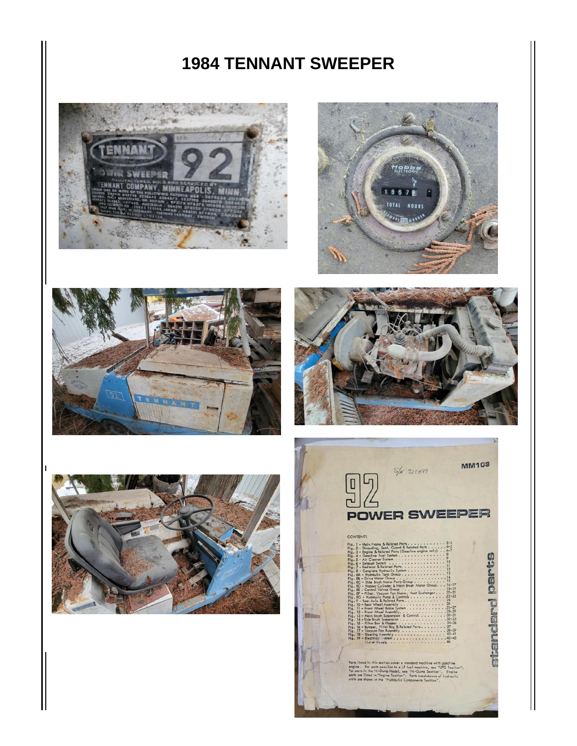# 1984 TENNANT SWEEPER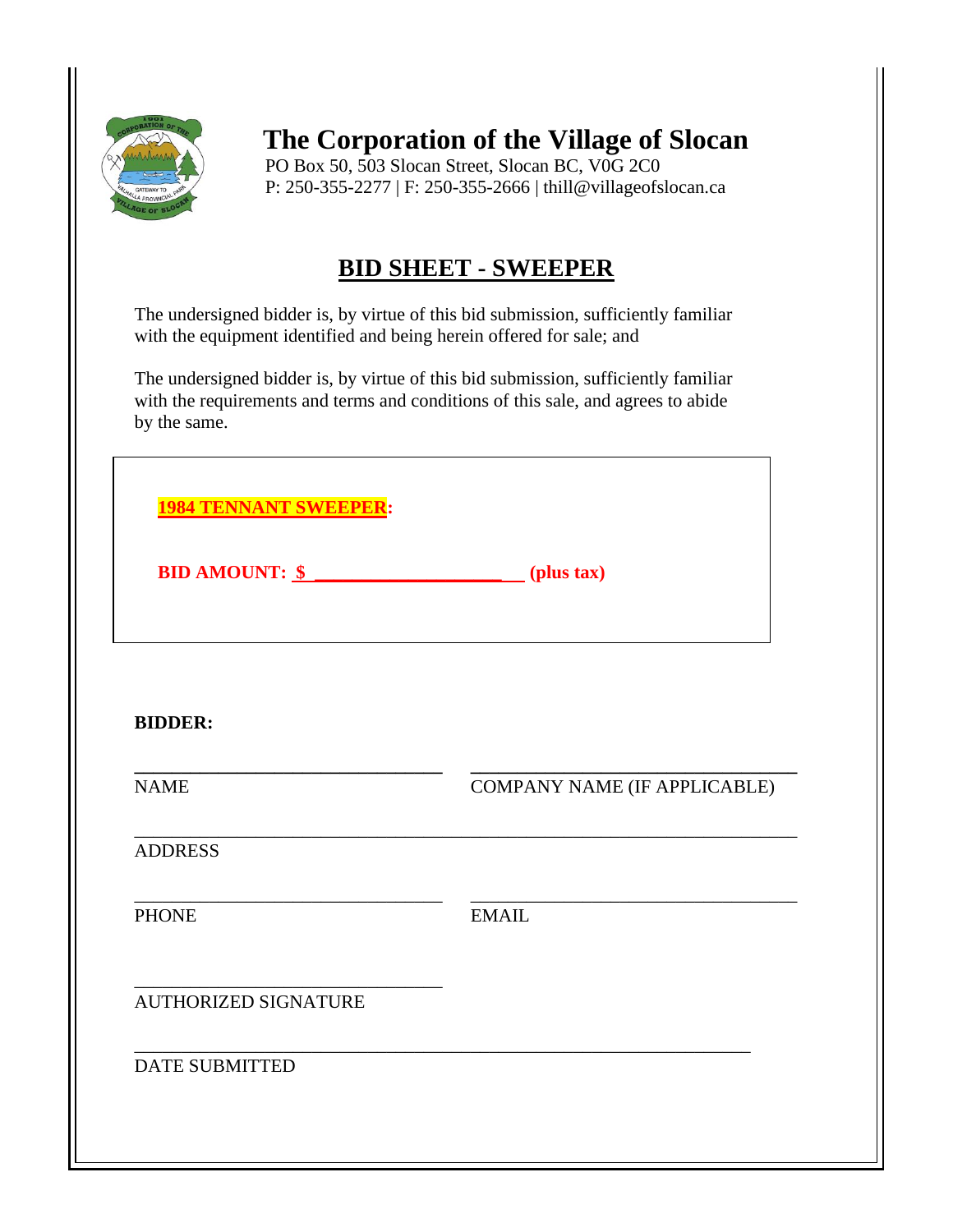# The Corporation of the Village of Slocan

PO Box 50, 503 Slocan Street, Slocan BC, V0G 2C0
P: 250-355-2277 | F: 250-355-2666 | thill@villageofslocan.ca

## BID SHEET - SWEEPER

The undersigned bidder is, by virtue of this bid submission, sufficiently familiar with the equipment identified and being herein offered for sale; and

The undersigned bidder is, by virtue of this bid submission, sufficiently familiar with the requirements and terms and conditions of this sale, and agrees to abide by the same.

**1984 TENNANT SWEEPER:**

**BID AMOUNT: $ ______________________ (plus tax)**

**BIDDER:**

________________________________ ________________________________
NAME COMPANY NAME (IF APPLICABLE)

________________________________________________________________
ADDRESS

________________________________ ________________________________
PHONE EMAIL

________________________________
AUTHORIZED SIGNATURE

________________________________________________________________
DATE SUBMITTED